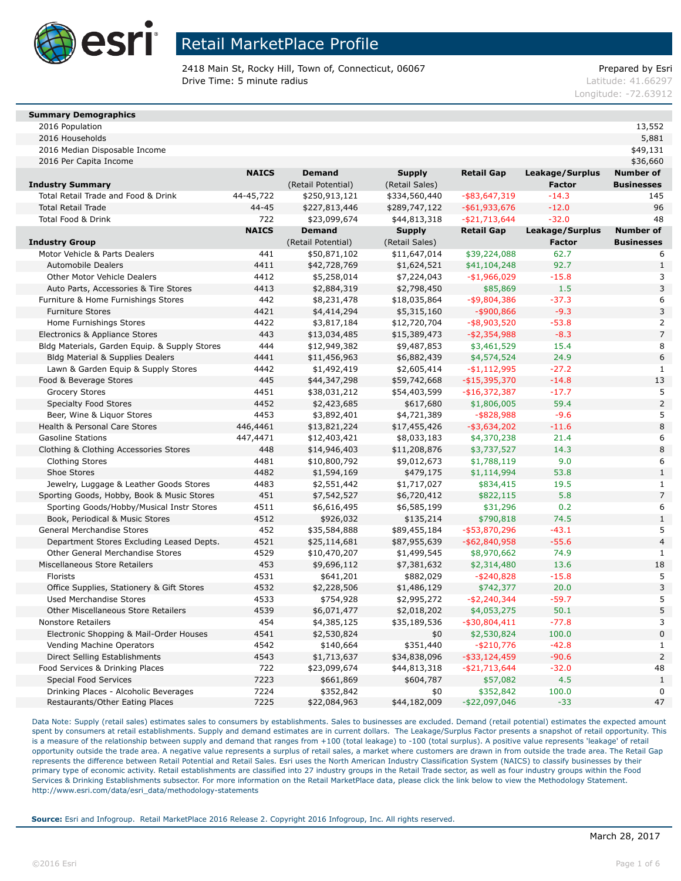# Retail MarketPlace Profile

2418 Main St, Rocky Hill, Town of, Connecticut, 06067
Drive Time: 5 minute radius

Prepared by Esri
Latitude: 41.66297
Longitude: -72.63912

| **Summary Demographics** | |
|---|---|
| 2016 Population | 13,552 |
| 2016 Households | 5,881 |
| 2016 Median Disposable Income | $49,131 |
| 2016 Per Capita Income | $36,660 |

| **Industry Summary** | **NAICS** | **Demand** (Retail Potential) | **Supply** (Retail Sales) | **Retail Gap** | **Leakage/Surplus Factor** | **Number of Businesses** |
|---|---|---|---|---|---|---|
| Total Retail Trade and Food & Drink | 44-45,722 | $250,913,121 | $334,560,440 | -$83,647,319 | -14.3 | 145 |
| Total Retail Trade | 44-45 | $227,813,446 | $289,747,122 | -$61,933,676 | -12.0 | 96 |
| Total Food & Drink | 722 | $23,099,674 | $44,813,318 | -$21,713,644 | -32.0 | 48 |

| **Industry Group** | **NAICS** | **Demand** (Retail Potential) | **Supply** (Retail Sales) | **Retail Gap** | **Leakage/Surplus Factor** | **Number of Businesses** |
|---|---|---|---|---|---|---|
| Motor Vehicle & Parts Dealers | 441 | $50,871,102 | $11,647,014 | $39,224,088 | 62.7 | 6 |
| Automobile Dealers | 4411 | $42,728,769 | $1,624,521 | $41,104,248 | 92.7 | 1 |
| Other Motor Vehicle Dealers | 4412 | $5,258,014 | $7,224,043 | -$1,966,029 | -15.8 | 3 |
| Auto Parts, Accessories & Tire Stores | 4413 | $2,884,319 | $2,798,450 | $85,869 | 1.5 | 3 |
| Furniture & Home Furnishings Stores | 442 | $8,231,478 | $18,035,864 | -$9,804,386 | -37.3 | 6 |
| Furniture Stores | 4421 | $4,414,294 | $5,315,160 | -$900,866 | -9.3 | 3 |
| Home Furnishings Stores | 4422 | $3,817,184 | $12,720,704 | -$8,903,520 | -53.8 | 2 |
| Electronics & Appliance Stores | 443 | $13,034,485 | $15,389,473 | -$2,354,988 | -8.3 | 7 |
| Bldg Materials, Garden Equip. & Supply Stores | 444 | $12,949,382 | $9,487,853 | $3,461,529 | 15.4 | 8 |
| Bldg Material & Supplies Dealers | 4441 | $11,456,963 | $6,882,439 | $4,574,524 | 24.9 | 6 |
| Lawn & Garden Equip & Supply Stores | 4442 | $1,492,419 | $2,605,414 | -$1,112,995 | -27.2 | 1 |
| Food & Beverage Stores | 445 | $44,347,298 | $59,742,668 | -$15,395,370 | -14.8 | 13 |
| Grocery Stores | 4451 | $38,031,212 | $54,403,599 | -$16,372,387 | -17.7 | 5 |
| Specialty Food Stores | 4452 | $2,423,685 | $617,680 | $1,806,005 | 59.4 | 2 |
| Beer, Wine & Liquor Stores | 4453 | $3,892,401 | $4,721,389 | -$828,988 | -9.6 | 5 |
| Health & Personal Care Stores | 446,4461 | $13,821,224 | $17,455,426 | -$3,634,202 | -11.6 | 8 |
| Gasoline Stations | 447,4471 | $12,403,421 | $8,033,183 | $4,370,238 | 21.4 | 6 |
| Clothing & Clothing Accessories Stores | 448 | $14,946,403 | $11,208,876 | $3,737,527 | 14.3 | 8 |
| Clothing Stores | 4481 | $10,800,792 | $9,012,673 | $1,788,119 | 9.0 | 6 |
| Shoe Stores | 4482 | $1,594,169 | $479,175 | $1,114,994 | 53.8 | 1 |
| Jewelry, Luggage & Leather Goods Stores | 4483 | $2,551,442 | $1,717,027 | $834,415 | 19.5 | 1 |
| Sporting Goods, Hobby, Book & Music Stores | 451 | $7,542,527 | $6,720,412 | $822,115 | 5.8 | 7 |
| Sporting Goods/Hobby/Musical Instr Stores | 4511 | $6,616,495 | $6,585,199 | $31,296 | 0.2 | 6 |
| Book, Periodical & Music Stores | 4512 | $926,032 | $135,214 | $790,818 | 74.5 | 1 |
| General Merchandise Stores | 452 | $35,584,888 | $89,455,184 | -$53,870,296 | -43.1 | 5 |
| Department Stores Excluding Leased Depts. | 4521 | $25,114,681 | $87,955,639 | -$62,840,958 | -55.6 | 4 |
| Other General Merchandise Stores | 4529 | $10,470,207 | $1,499,545 | $8,970,662 | 74.9 | 1 |
| Miscellaneous Store Retailers | 453 | $9,696,112 | $7,381,632 | $2,314,480 | 13.6 | 18 |
| Florists | 4531 | $641,201 | $882,029 | -$240,828 | -15.8 | 5 |
| Office Supplies, Stationery & Gift Stores | 4532 | $2,228,506 | $1,486,129 | $742,377 | 20.0 | 3 |
| Used Merchandise Stores | 4533 | $754,928 | $2,995,272 | -$2,240,344 | -59.7 | 5 |
| Other Miscellaneous Store Retailers | 4539 | $6,071,477 | $2,018,202 | $4,053,275 | 50.1 | 5 |
| Nonstore Retailers | 454 | $4,385,125 | $35,189,536 | -$30,804,411 | -77.8 | 3 |
| Electronic Shopping & Mail-Order Houses | 4541 | $2,530,824 | $0 | $2,530,824 | 100.0 | 0 |
| Vending Machine Operators | 4542 | $140,664 | $351,440 | -$210,776 | -42.8 | 1 |
| Direct Selling Establishments | 4543 | $1,713,637 | $34,838,096 | -$33,124,459 | -90.6 | 2 |
| Food Services & Drinking Places | 722 | $23,099,674 | $44,813,318 | -$21,713,644 | -32.0 | 48 |
| Special Food Services | 7223 | $661,869 | $604,787 | $57,082 | 4.5 | 1 |
| Drinking Places - Alcoholic Beverages | 7224 | $352,842 | $0 | $352,842 | 100.0 | 0 |
| Restaurants/Other Eating Places | 7225 | $22,084,963 | $44,182,009 | -$22,097,046 | -33 | 47 |

Data Note: Supply (retail sales) estimates sales to consumers by establishments. Sales to businesses are excluded. Demand (retail potential) estimates the expected amount spent by consumers at retail establishments. Supply and demand estimates are in current dollars. The Leakage/Surplus Factor presents a snapshot of retail opportunity. This is a measure of the relationship between supply and demand that ranges from +100 (total leakage) to -100 (total surplus). A positive value represents 'leakage' of retail opportunity outside the trade area. A negative value represents a surplus of retail sales, a market where customers are drawn in from outside the trade area. The Retail Gap represents the difference between Retail Potential and Retail Sales. Esri uses the North American Industry Classification System (NAICS) to classify businesses by their primary type of economic activity. Retail establishments are classified into 27 industry groups in the Retail Trade sector, as well as four industry groups within the Food Services & Drinking Establishments subsector. For more information on the Retail MarketPlace data, please click the link below to view the Methodology Statement.
http://www.esri.com/data/esri_data/methodology-statements

**Source:** Esri and Infogroup. Retail MarketPlace 2016 Release 2. Copyright 2016 Infogroup, Inc. All rights reserved.

March 28, 2017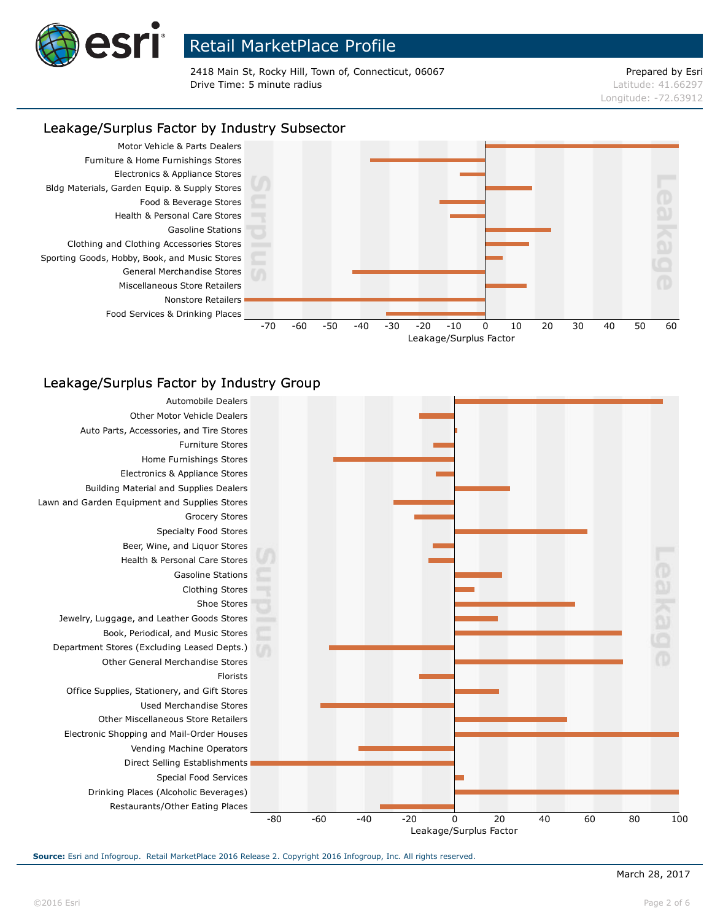# Retail MarketPlace Profile

2418 Main St, Rocky Hill, Town of, Connecticut, 06067
Drive Time: 5 minute radius

Prepared by Esri
Latitude: 41.66297
Longitude: -72.63912

## Leakage/Surplus Factor by Industry Subsector

Categories (Surplus ← → Leakage), Leakage/Surplus Factor axis from -70 to 60:

- Motor Vehicle & Parts Dealers
- Furniture & Home Furnishings Stores
- Electronics & Appliance Stores
- Bldg Materials, Garden Equip. & Supply Stores
- Food & Beverage Stores
- Health & Personal Care Stores
- Gasoline Stations
- Clothing and Clothing Accessories Stores
- Sporting Goods, Hobby, Book, and Music Stores
- General Merchandise Stores
- Miscellaneous Store Retailers
- Nonstore Retailers
- Food Services & Drinking Places

## Leakage/Surplus Factor by Industry Group

Categories (Surplus ← → Leakage), Leakage/Surplus Factor axis from -80 to 100:

- Automobile Dealers
- Other Motor Vehicle Dealers
- Auto Parts, Accessories, and Tire Stores
- Furniture Stores
- Home Furnishings Stores
- Electronics & Appliance Stores
- Building Material and Supplies Dealers
- Lawn and Garden Equipment and Supplies Stores
- Grocery Stores
- Specialty Food Stores
- Beer, Wine, and Liquor Stores
- Health & Personal Care Stores
- Gasoline Stations
- Clothing Stores
- Shoe Stores
- Jewelry, Luggage, and Leather Goods Stores
- Book, Periodical, and Music Stores
- Department Stores (Excluding Leased Depts.)
- Other General Merchandise Stores
- Florists
- Office Supplies, Stationery, and Gift Stores
- Used Merchandise Stores
- Other Miscellaneous Store Retailers
- Electronic Shopping and Mail-Order Houses
- Vending Machine Operators
- Direct Selling Establishments
- Special Food Services
- Drinking Places (Alcoholic Beverages)
- Restaurants/Other Eating Places

**Source:** Esri and Infogroup. Retail MarketPlace 2016 Release 2. Copyright 2016 Infogroup, Inc. All rights reserved.

March 28, 2017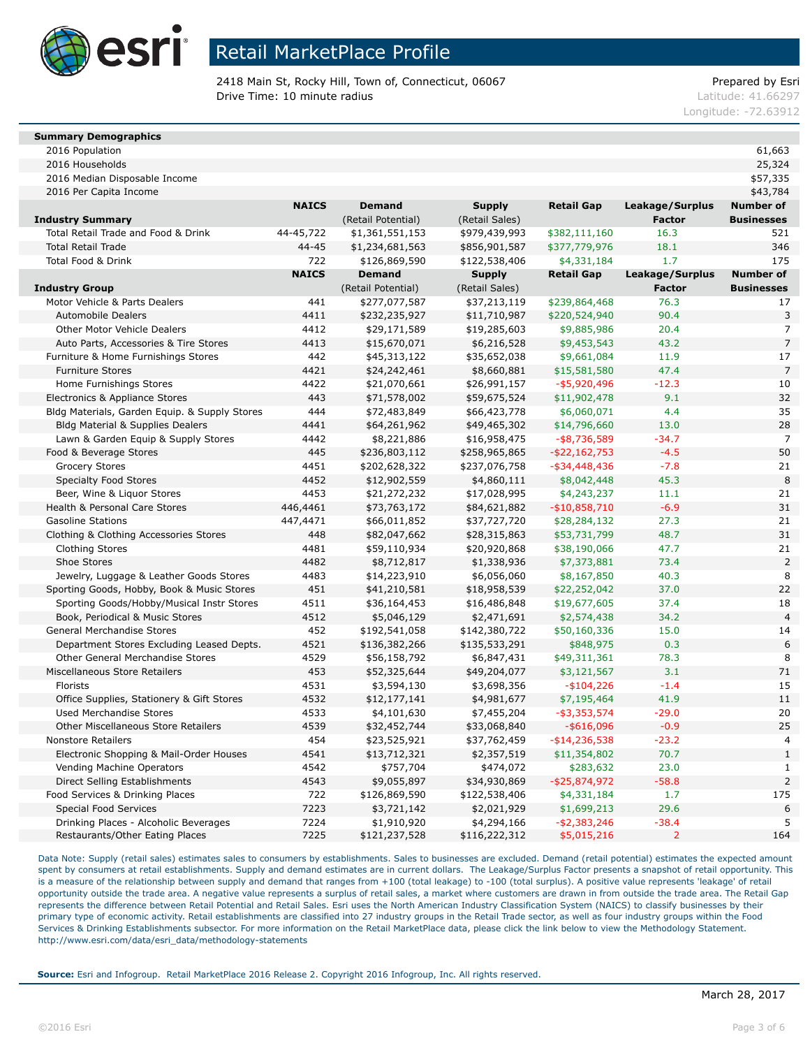# Retail MarketPlace Profile

2418 Main St, Rocky Hill, Town of, Connecticut, 06067
Drive Time: 10 minute radius

Prepared by Esri
Latitude: 41.66297
Longitude: -72.63912

| Summary Demographics | |
|---|---|
| 2016 Population | 61,663 |
| 2016 Households | 25,324 |
| 2016 Median Disposable Income | $57,335 |
| 2016 Per Capita Income | $43,784 |

| Industry Summary | NAICS | Demand (Retail Potential) | Supply (Retail Sales) | Retail Gap | Leakage/Surplus Factor | Number of Businesses |
|---|---|---|---|---|---|---|
| Total Retail Trade and Food & Drink | 44-45,722 | $1,361,551,153 | $979,439,993 | $382,111,160 | 16.3 | 521 |
| Total Retail Trade | 44-45 | $1,234,681,563 | $856,901,587 | $377,779,976 | 18.1 | 346 |
| Total Food & Drink | 722 | $126,869,590 | $122,538,406 | $4,331,184 | 1.7 | 175 |

| Industry Group | NAICS | Demand (Retail Potential) | Supply (Retail Sales) | Retail Gap | Leakage/Surplus Factor | Number of Businesses |
|---|---|---|---|---|---|---|
| Motor Vehicle & Parts Dealers | 441 | $277,077,587 | $37,213,119 | $239,864,468 | 76.3 | 17 |
| Automobile Dealers | 4411 | $232,235,927 | $11,710,987 | $220,524,940 | 90.4 | 3 |
| Other Motor Vehicle Dealers | 4412 | $29,171,589 | $19,285,603 | $9,885,986 | 20.4 | 7 |
| Auto Parts, Accessories & Tire Stores | 4413 | $15,670,071 | $6,216,528 | $9,453,543 | 43.2 | 7 |
| Furniture & Home Furnishings Stores | 442 | $45,313,122 | $35,652,038 | $9,661,084 | 11.9 | 17 |
| Furniture Stores | 4421 | $24,242,461 | $8,660,881 | $15,581,580 | 47.4 | 7 |
| Home Furnishings Stores | 4422 | $21,070,661 | $26,991,157 | -$5,920,496 | -12.3 | 10 |
| Electronics & Appliance Stores | 443 | $71,578,002 | $59,675,524 | $11,902,478 | 9.1 | 32 |
| Bldg Materials, Garden Equip. & Supply Stores | 444 | $72,483,849 | $66,423,778 | $6,060,071 | 4.4 | 35 |
| Bldg Material & Supplies Dealers | 4441 | $64,261,962 | $49,465,302 | $14,796,660 | 13.0 | 28 |
| Lawn & Garden Equip & Supply Stores | 4442 | $8,221,886 | $16,958,475 | -$8,736,589 | -34.7 | 7 |
| Food & Beverage Stores | 445 | $236,803,112 | $258,965,865 | -$22,162,753 | -4.5 | 50 |
| Grocery Stores | 4451 | $202,628,322 | $237,076,758 | -$34,448,436 | -7.8 | 21 |
| Specialty Food Stores | 4452 | $12,902,559 | $4,860,111 | $8,042,448 | 45.3 | 8 |
| Beer, Wine & Liquor Stores | 4453 | $21,272,232 | $17,028,995 | $4,243,237 | 11.1 | 21 |
| Health & Personal Care Stores | 446,4461 | $73,763,172 | $84,621,882 | -$10,858,710 | -6.9 | 31 |
| Gasoline Stations | 447,4471 | $66,011,852 | $37,727,720 | $28,284,132 | 27.3 | 21 |
| Clothing & Clothing Accessories Stores | 448 | $82,047,662 | $28,315,863 | $53,731,799 | 48.7 | 31 |
| Clothing Stores | 4481 | $59,110,934 | $20,920,868 | $38,190,066 | 47.7 | 21 |
| Shoe Stores | 4482 | $8,712,817 | $1,338,936 | $7,373,881 | 73.4 | 2 |
| Jewelry, Luggage & Leather Goods Stores | 4483 | $14,223,910 | $6,056,060 | $8,167,850 | 40.3 | 8 |
| Sporting Goods, Hobby, Book & Music Stores | 451 | $41,210,581 | $18,958,539 | $22,252,042 | 37.0 | 22 |
| Sporting Goods/Hobby/Musical Instr Stores | 4511 | $36,164,453 | $16,486,848 | $19,677,605 | 37.4 | 18 |
| Book, Periodical & Music Stores | 4512 | $5,046,129 | $2,471,691 | $2,574,438 | 34.2 | 4 |
| General Merchandise Stores | 452 | $192,541,058 | $142,380,722 | $50,160,336 | 15.0 | 14 |
| Department Stores Excluding Leased Depts. | 4521 | $136,382,266 | $135,533,291 | $848,975 | 0.3 | 6 |
| Other General Merchandise Stores | 4529 | $56,158,792 | $6,847,431 | $49,311,361 | 78.3 | 8 |
| Miscellaneous Store Retailers | 453 | $52,325,644 | $49,204,077 | $3,121,567 | 3.1 | 71 |
| Florists | 4531 | $3,594,130 | $3,698,356 | -$104,226 | -1.4 | 15 |
| Office Supplies, Stationery & Gift Stores | 4532 | $12,177,141 | $4,981,677 | $7,195,464 | 41.9 | 11 |
| Used Merchandise Stores | 4533 | $4,101,630 | $7,455,204 | -$3,353,574 | -29.0 | 20 |
| Other Miscellaneous Store Retailers | 4539 | $32,452,744 | $33,068,840 | -$616,096 | -0.9 | 25 |
| Nonstore Retailers | 454 | $23,525,921 | $37,762,459 | -$14,236,538 | -23.2 | 4 |
| Electronic Shopping & Mail-Order Houses | 4541 | $13,712,321 | $2,357,519 | $11,354,802 | 70.7 | 1 |
| Vending Machine Operators | 4542 | $757,704 | $474,072 | $283,632 | 23.0 | 1 |
| Direct Selling Establishments | 4543 | $9,055,897 | $34,930,869 | -$25,874,972 | -58.8 | 2 |
| Food Services & Drinking Places | 722 | $126,869,590 | $122,538,406 | $4,331,184 | 1.7 | 175 |
| Special Food Services | 7223 | $3,721,142 | $2,021,929 | $1,699,213 | 29.6 | 6 |
| Drinking Places - Alcoholic Beverages | 7224 | $1,910,920 | $4,294,166 | -$2,383,246 | -38.4 | 5 |
| Restaurants/Other Eating Places | 7225 | $121,237,528 | $116,222,312 | $5,015,216 | 2 | 164 |

Data Note: Supply (retail sales) estimates sales to consumers by establishments. Sales to businesses are excluded. Demand (retail potential) estimates the expected amount spent by consumers at retail establishments. Supply and demand estimates are in current dollars. The Leakage/Surplus Factor presents a snapshot of retail opportunity. This is a measure of the relationship between supply and demand that ranges from +100 (total leakage) to -100 (total surplus). A positive value represents 'leakage' of retail opportunity outside the trade area. A negative value represents a surplus of retail sales, a market where customers are drawn in from outside the trade area. The Retail Gap represents the difference between Retail Potential and Retail Sales. Esri uses the North American Industry Classification System (NAICS) to classify businesses by their primary type of economic activity. Retail establishments are classified into 27 industry groups in the Retail Trade sector, as well as four industry groups within the Food Services & Drinking Establishments subsector. For more information on the Retail MarketPlace data, please click the link below to view the Methodology Statement.
http://www.esri.com/data/esri_data/methodology-statements

**Source:** Esri and Infogroup. Retail MarketPlace 2016 Release 2. Copyright 2016 Infogroup, Inc. All rights reserved.

March 28, 2017

©2016 Esri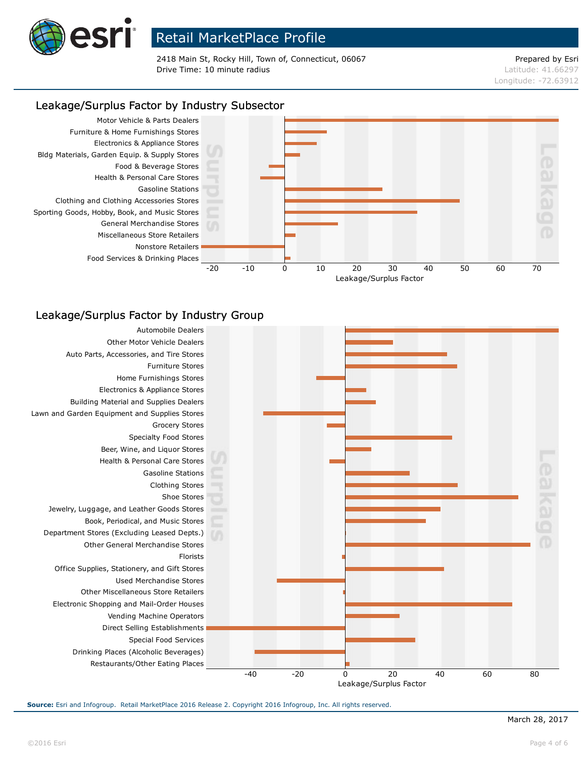# Retail MarketPlace Profile

2418 Main St, Rocky Hill, Town of, Connecticut, 06067
Drive Time: 10 minute radius

Prepared by Esri
Latitude: 41.66297
Longitude: -72.63912

## Leakage/Surplus Factor by Industry Subsector

Categories: Motor Vehicle & Parts Dealers; Furniture & Home Furnishings Stores; Electronics & Appliance Stores; Bldg Materials, Garden Equip. & Supply Stores; Food & Beverage Stores; Health & Personal Care Stores; Gasoline Stations; Clothing and Clothing Accessories Stores; Sporting Goods, Hobby, Book, and Music Stores; General Merchandise Stores; Miscellaneous Store Retailers; Nonstore Retailers; Food Services & Drinking Places

Axis: -20, -10, 0, 10, 20, 30, 40, 50, 60, 70 — Leakage/Surplus Factor (Surplus | Leakage)

## Leakage/Surplus Factor by Industry Group

Categories: Automobile Dealers; Other Motor Vehicle Dealers; Auto Parts, Accessories, and Tire Stores; Furniture Stores; Home Furnishings Stores; Electronics & Appliance Stores; Building Material and Supplies Dealers; Lawn and Garden Equipment and Supplies Stores; Grocery Stores; Specialty Food Stores; Beer, Wine, and Liquor Stores; Health & Personal Care Stores; Gasoline Stations; Clothing Stores; Shoe Stores; Jewelry, Luggage, and Leather Goods Stores; Book, Periodical, and Music Stores; Department Stores (Excluding Leased Depts.); Other General Merchandise Stores; Florists; Office Supplies, Stationery, and Gift Stores; Used Merchandise Stores; Other Miscellaneous Store Retailers; Electronic Shopping and Mail-Order Houses; Vending Machine Operators; Direct Selling Establishments; Special Food Services; Drinking Places (Alcoholic Beverages); Restaurants/Other Eating Places

Axis: -40, -20, 0, 20, 40, 60, 80 — Leakage/Surplus Factor (Surplus | Leakage)

**Source:** Esri and Infogroup. Retail MarketPlace 2016 Release 2. Copyright 2016 Infogroup, Inc. All rights reserved.

March 28, 2017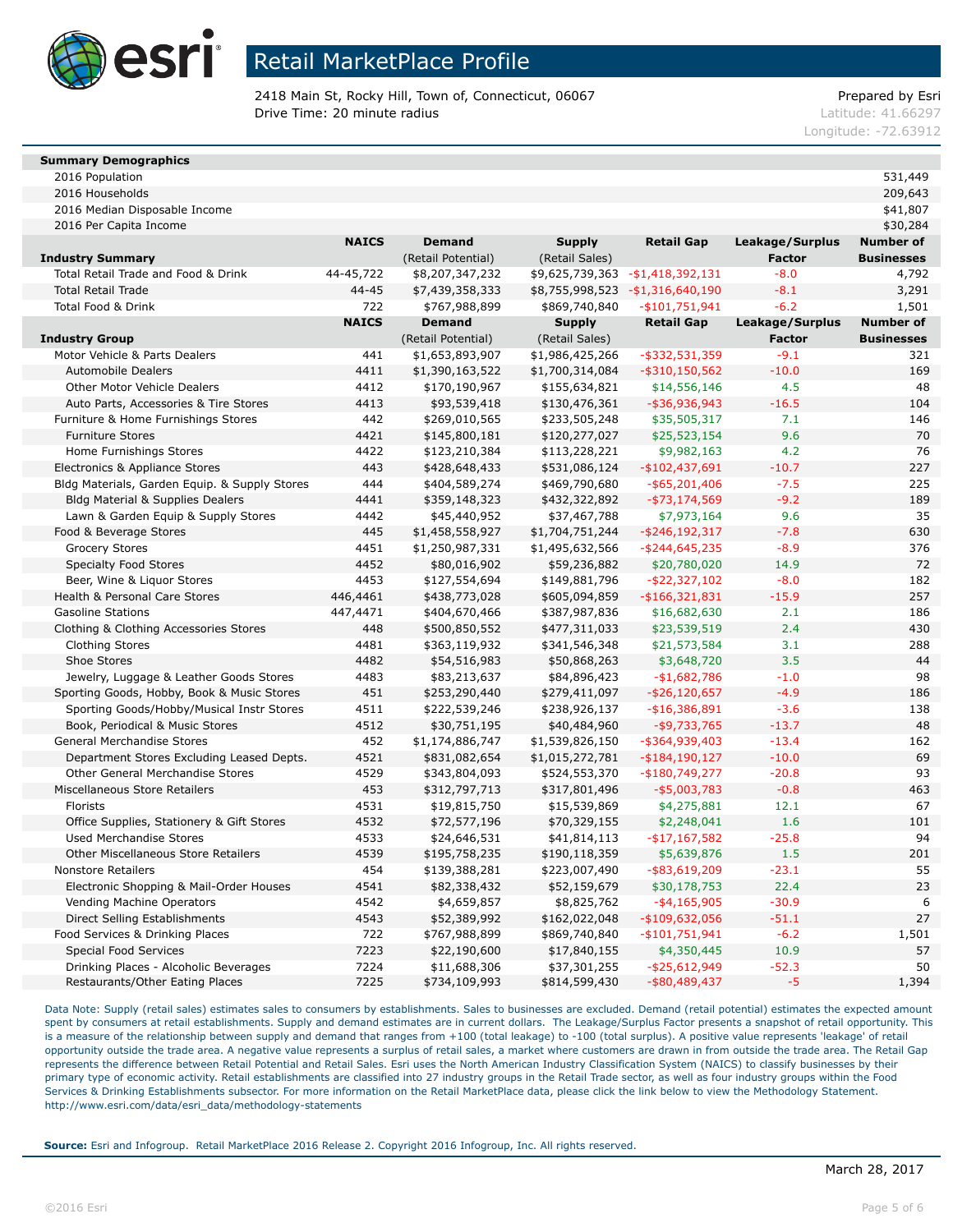# Retail MarketPlace Profile

2418 Main St, Rocky Hill, Town of, Connecticut, 06067
Drive Time: 20 minute radius

Prepared by Esri
Latitude: 41.66297
Longitude: -72.63912

| Summary Demographics | |
|---|---|
| 2016 Population | 531,449 |
| 2016 Households | 209,643 |
| 2016 Median Disposable Income | $41,807 |
| 2016 Per Capita Income | $30,284 |

| Industry Summary | NAICS | Demand (Retail Potential) | Supply (Retail Sales) | Retail Gap | Leakage/Surplus Factor | Number of Businesses |
|---|---|---|---|---|---|---|
| Total Retail Trade and Food & Drink | 44-45,722 | $8,207,347,232 | $9,625,739,363 | -$1,418,392,131 | -8.0 | 4,792 |
| Total Retail Trade | 44-45 | $7,439,358,333 | $8,755,998,523 | -$1,316,640,190 | -8.1 | 3,291 |
| Total Food & Drink | 722 | $767,988,899 | $869,740,840 | -$101,751,941 | -6.2 | 1,501 |

| Industry Group | NAICS | Demand (Retail Potential) | Supply (Retail Sales) | Retail Gap | Leakage/Surplus Factor | Number of Businesses |
|---|---|---|---|---|---|---|
| Motor Vehicle & Parts Dealers | 441 | $1,653,893,907 | $1,986,425,266 | -$332,531,359 | -9.1 | 321 |
| Automobile Dealers | 4411 | $1,390,163,522 | $1,700,314,084 | -$310,150,562 | -10.0 | 169 |
| Other Motor Vehicle Dealers | 4412 | $170,190,967 | $155,634,821 | $14,556,146 | 4.5 | 48 |
| Auto Parts, Accessories & Tire Stores | 4413 | $93,539,418 | $130,476,361 | -$36,936,943 | -16.5 | 104 |
| Furniture & Home Furnishings Stores | 442 | $269,010,565 | $233,505,248 | $35,505,317 | 7.1 | 146 |
| Furniture Stores | 4421 | $145,800,181 | $120,277,027 | $25,523,154 | 9.6 | 70 |
| Home Furnishings Stores | 4422 | $123,210,384 | $113,228,221 | $9,982,163 | 4.2 | 76 |
| Electronics & Appliance Stores | 443 | $428,648,433 | $531,086,124 | -$102,437,691 | -10.7 | 227 |
| Bldg Materials, Garden Equip. & Supply Stores | 444 | $404,589,274 | $469,790,680 | -$65,201,406 | -7.5 | 225 |
| Bldg Material & Supplies Dealers | 4441 | $359,148,323 | $432,322,892 | -$73,174,569 | -9.2 | 189 |
| Lawn & Garden Equip & Supply Stores | 4442 | $45,440,952 | $37,467,788 | $7,973,164 | 9.6 | 35 |
| Food & Beverage Stores | 445 | $1,458,558,927 | $1,704,751,244 | -$246,192,317 | -7.8 | 630 |
| Grocery Stores | 4451 | $1,250,987,331 | $1,495,632,566 | -$244,645,235 | -8.9 | 376 |
| Specialty Food Stores | 4452 | $80,016,902 | $59,236,882 | $20,780,020 | 14.9 | 72 |
| Beer, Wine & Liquor Stores | 4453 | $127,554,694 | $149,881,796 | -$22,327,102 | -8.0 | 182 |
| Health & Personal Care Stores | 446,4461 | $438,773,028 | $605,094,859 | -$166,321,831 | -15.9 | 257 |
| Gasoline Stations | 447,4471 | $404,670,466 | $387,987,836 | $16,682,630 | 2.1 | 186 |
| Clothing & Clothing Accessories Stores | 448 | $500,850,552 | $477,311,033 | $23,539,519 | 2.4 | 430 |
| Clothing Stores | 4481 | $363,119,932 | $341,546,348 | $21,573,584 | 3.1 | 288 |
| Shoe Stores | 4482 | $54,516,983 | $50,868,263 | $3,648,720 | 3.5 | 44 |
| Jewelry, Luggage & Leather Goods Stores | 4483 | $83,213,637 | $84,896,423 | -$1,682,786 | -1.0 | 98 |
| Sporting Goods, Hobby, Book & Music Stores | 451 | $253,290,440 | $279,411,097 | -$26,120,657 | -4.9 | 186 |
| Sporting Goods/Hobby/Musical Instr Stores | 4511 | $222,539,246 | $238,926,137 | -$16,386,891 | -3.6 | 138 |
| Book, Periodical & Music Stores | 4512 | $30,751,195 | $40,484,960 | -$9,733,765 | -13.7 | 48 |
| General Merchandise Stores | 452 | $1,174,886,747 | $1,539,826,150 | -$364,939,403 | -13.4 | 162 |
| Department Stores Excluding Leased Depts. | 4521 | $831,082,654 | $1,015,272,781 | -$184,190,127 | -10.0 | 69 |
| Other General Merchandise Stores | 4529 | $343,804,093 | $524,553,370 | -$180,749,277 | -20.8 | 93 |
| Miscellaneous Store Retailers | 453 | $312,797,713 | $317,801,496 | -$5,003,783 | -0.8 | 463 |
| Florists | 4531 | $19,815,750 | $15,539,869 | $4,275,881 | 12.1 | 67 |
| Office Supplies, Stationery & Gift Stores | 4532 | $72,577,196 | $70,329,155 | $2,248,041 | 1.6 | 101 |
| Used Merchandise Stores | 4533 | $24,646,531 | $41,814,113 | -$17,167,582 | -25.8 | 94 |
| Other Miscellaneous Store Retailers | 4539 | $195,758,235 | $190,118,359 | $5,639,876 | 1.5 | 201 |
| Nonstore Retailers | 454 | $139,388,281 | $223,007,490 | -$83,619,209 | -23.1 | 55 |
| Electronic Shopping & Mail-Order Houses | 4541 | $82,338,432 | $52,159,679 | $30,178,753 | 22.4 | 23 |
| Vending Machine Operators | 4542 | $4,659,857 | $8,825,762 | -$4,165,905 | -30.9 | 6 |
| Direct Selling Establishments | 4543 | $52,389,992 | $162,022,048 | -$109,632,056 | -51.1 | 27 |
| Food Services & Drinking Places | 722 | $767,988,899 | $869,740,840 | -$101,751,941 | -6.2 | 1,501 |
| Special Food Services | 7223 | $22,190,600 | $17,840,155 | $4,350,445 | 10.9 | 57 |
| Drinking Places - Alcoholic Beverages | 7224 | $11,688,306 | $37,301,255 | -$25,612,949 | -52.3 | 50 |
| Restaurants/Other Eating Places | 7225 | $734,109,993 | $814,599,430 | -$80,489,437 | -5 | 1,394 |

Data Note: Supply (retail sales) estimates sales to consumers by establishments. Sales to businesses are excluded. Demand (retail potential) estimates the expected amount spent by consumers at retail establishments. Supply and demand estimates are in current dollars. The Leakage/Surplus Factor presents a snapshot of retail opportunity. This is a measure of the relationship between supply and demand that ranges from +100 (total leakage) to -100 (total surplus). A positive value represents 'leakage' of retail opportunity outside the trade area. A negative value represents a surplus of retail sales, a market where customers are drawn in from outside the trade area. The Retail Gap represents the difference between Retail Potential and Retail Sales. Esri uses the North American Industry Classification System (NAICS) to classify businesses by their primary type of economic activity. Retail establishments are classified into 27 industry groups in the Retail Trade sector, as well as four industry groups within the Food Services & Drinking Establishments subsector. For more information on the Retail MarketPlace data, please click the link below to view the Methodology Statement.
http://www.esri.com/data/esri_data/methodology-statements

**Source:** Esri and Infogroup. Retail MarketPlace 2016 Release 2. Copyright 2016 Infogroup, Inc. All rights reserved.

March 28, 2017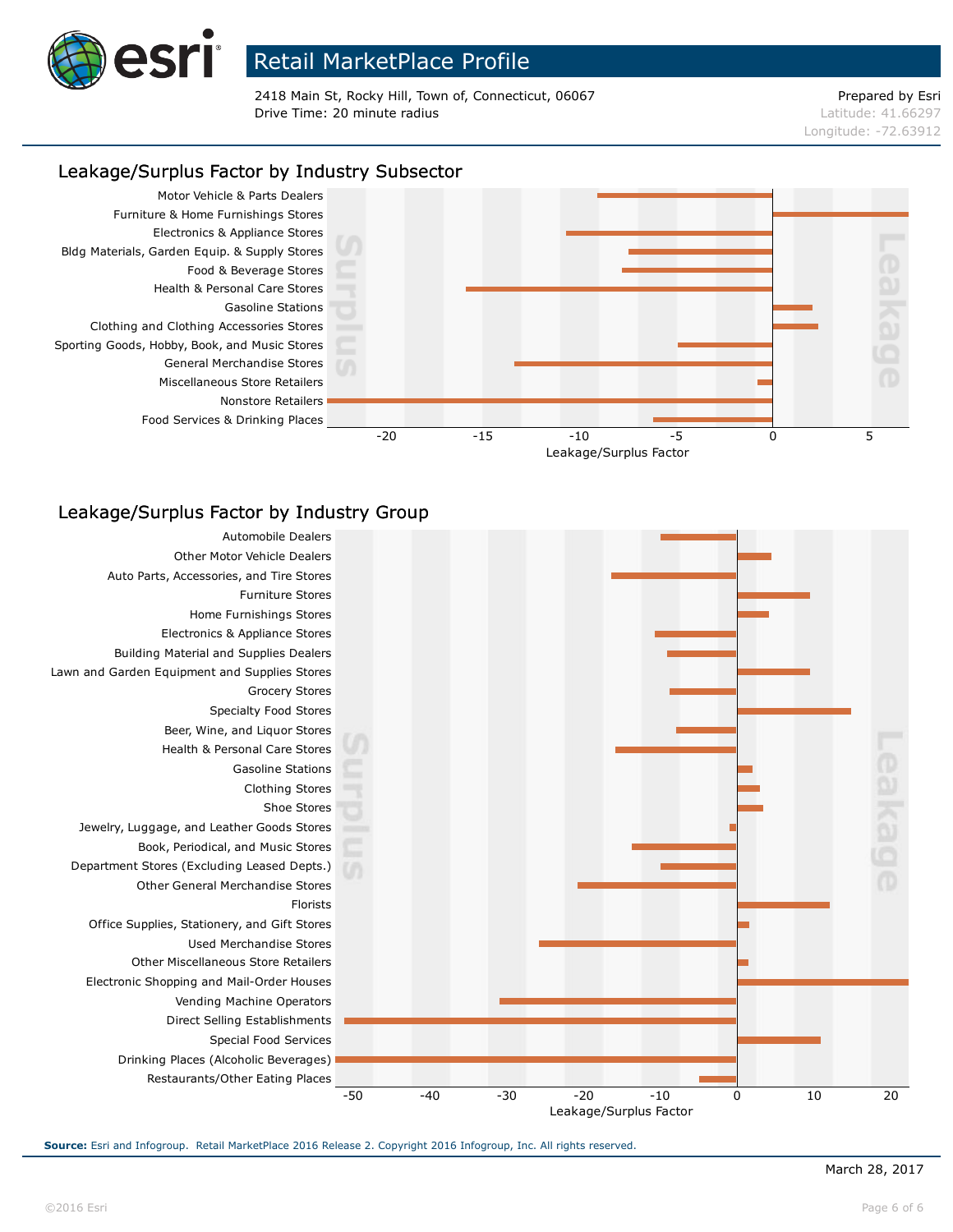# Retail MarketPlace Profile

2418 Main St, Rocky Hill, Town of, Connecticut, 06067
Drive Time: 20 minute radius

Prepared by Esri
Latitude: 41.66297
Longitude: -72.63912

## Leakage/Surplus Factor by Industry Subsector

Motor Vehicle & Parts Dealers
Furniture & Home Furnishings Stores
Electronics & Appliance Stores
Bldg Materials, Garden Equip. & Supply Stores
Food & Beverage Stores
Health & Personal Care Stores
Gasoline Stations
Clothing and Clothing Accessories Stores
Sporting Goods, Hobby, Book, and Music Stores
General Merchandise Stores
Miscellaneous Store Retailers
Nonstore Retailers
Food Services & Drinking Places

Surplus
Leakage

-20 -15 -10 -5 0 5

Leakage/Surplus Factor

## Leakage/Surplus Factor by Industry Group

Automobile Dealers
Other Motor Vehicle Dealers
Auto Parts, Accessories, and Tire Stores
Furniture Stores
Home Furnishings Stores
Electronics & Appliance Stores
Building Material and Supplies Dealers
Lawn and Garden Equipment and Supplies Stores
Grocery Stores
Specialty Food Stores
Beer, Wine, and Liquor Stores
Health & Personal Care Stores
Gasoline Stations
Clothing Stores
Shoe Stores
Jewelry, Luggage, and Leather Goods Stores
Book, Periodical, and Music Stores
Department Stores (Excluding Leased Depts.)
Other General Merchandise Stores
Florists
Office Supplies, Stationery, and Gift Stores
Used Merchandise Stores
Other Miscellaneous Store Retailers
Electronic Shopping and Mail-Order Houses
Vending Machine Operators
Direct Selling Establishments
Special Food Services
Drinking Places (Alcoholic Beverages)
Restaurants/Other Eating Places

Surplus
Leakage

-50 -40 -30 -20 -10 0 10 20

Leakage/Surplus Factor

**Source:** Esri and Infogroup. Retail MarketPlace 2016 Release 2. Copyright 2016 Infogroup, Inc. All rights reserved.

March 28, 2017